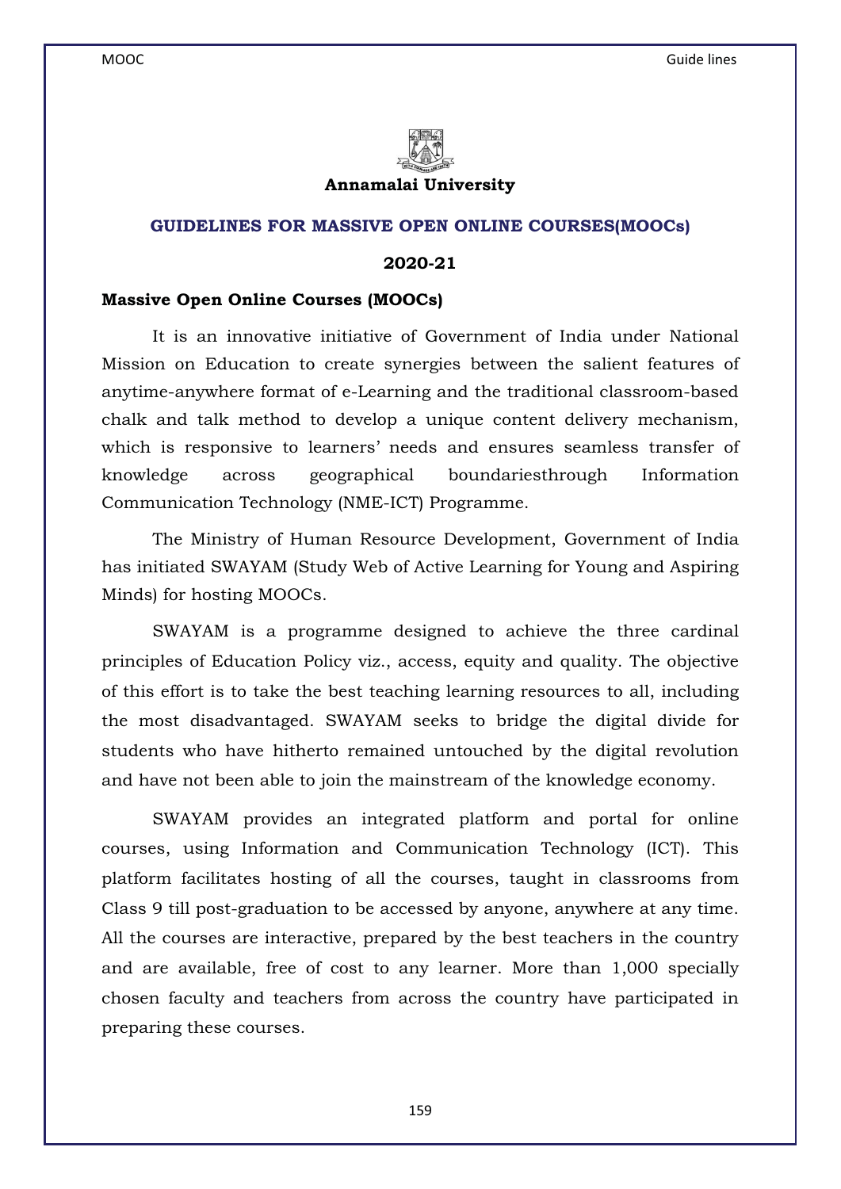**Annamalai University**

## GUIDELINES FOR MASSIVE OPEN ONLINE COURSES(MOOCs)

**2020-21**

### Massive Open Online Courses (MOOCs)

It is an innovative initiative of Government of India under National Mission on Education to create synergies between the salient features of anytime-anywhere format of e-Learning and the traditional classroom-based chalk and talk method to develop a unique content delivery mechanism, which is responsive to learners' needs and ensures seamless transfer of knowledge across geographical boundariesthrough Information Communication Technology (NME-ICT) Programme.

The Ministry of Human Resource Development, Government of India has initiated SWAYAM (Study Web of Active Learning for Young and Aspiring Minds) for hosting MOOCs.

SWAYAM is a programme designed to achieve the three cardinal principles of Education Policy viz., access, equity and quality. The objective of this effort is to take the best teaching learning resources to all, including the most disadvantaged. SWAYAM seeks to bridge the digital divide for students who have hitherto remained untouched by the digital revolution and have not been able to join the mainstream of the knowledge economy.

SWAYAM provides an integrated platform and portal for online courses, using Information and Communication Technology (ICT). This platform facilitates hosting of all the courses, taught in classrooms from Class 9 till post-graduation to be accessed by anyone, anywhere at any time. All the courses are interactive, prepared by the best teachers in the country and are available, free of cost to any learner. More than 1,000 specially chosen faculty and teachers from across the country have participated in preparing these courses.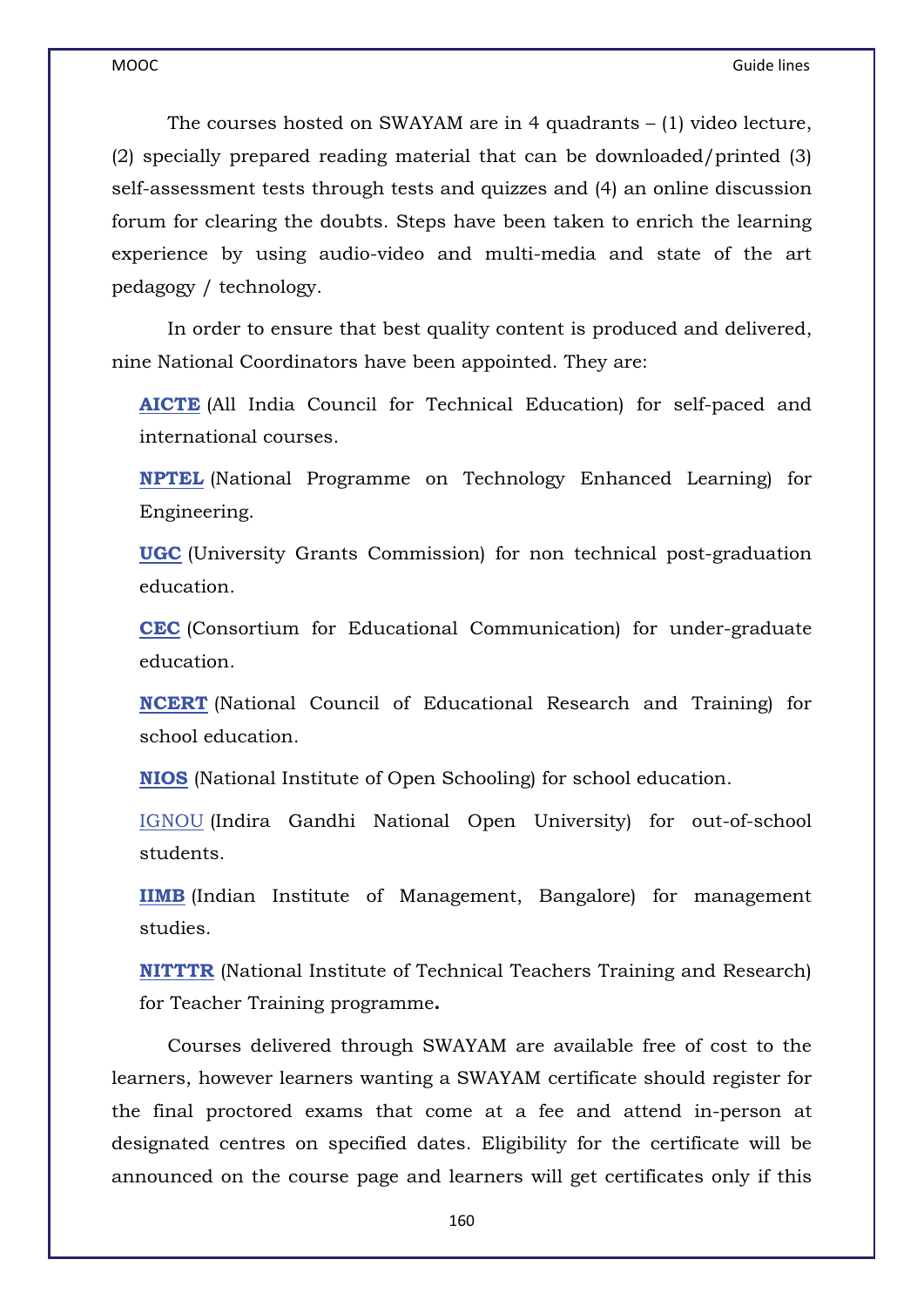The courses hosted on SWAYAM are in 4 quadrants – (1) video lecture, (2) specially prepared reading material that can be downloaded/printed (3) self-assessment tests through tests and quizzes and (4) an online discussion forum for clearing the doubts. Steps have been taken to enrich the learning experience by using audio-video and multi-media and state of the art pedagogy / technology.

In order to ensure that best quality content is produced and delivered, nine National Coordinators have been appointed. They are:

**AICTE** (All India Council for Technical Education) for self-paced and international courses.

**NPTEL** (National Programme on Technology Enhanced Learning) for Engineering.

**UGC** (University Grants Commission) for non technical post-graduation education.

**CEC** (Consortium for Educational Communication) for under-graduate education.

**NCERT** (National Council of Educational Research and Training) for school education.

**NIOS** (National Institute of Open Schooling) for school education.

IGNOU (Indira Gandhi National Open University) for out-of-school students.

**IIMB** (Indian Institute of Management, Bangalore) for management studies.

**NITTTR** (National Institute of Technical Teachers Training and Research) for Teacher Training programme**.**

Courses delivered through SWAYAM are available free of cost to the learners, however learners wanting a SWAYAM certificate should register for the final proctored exams that come at a fee and attend in-person at designated centres on specified dates. Eligibility for the certificate will be announced on the course page and learners will get certificates only if this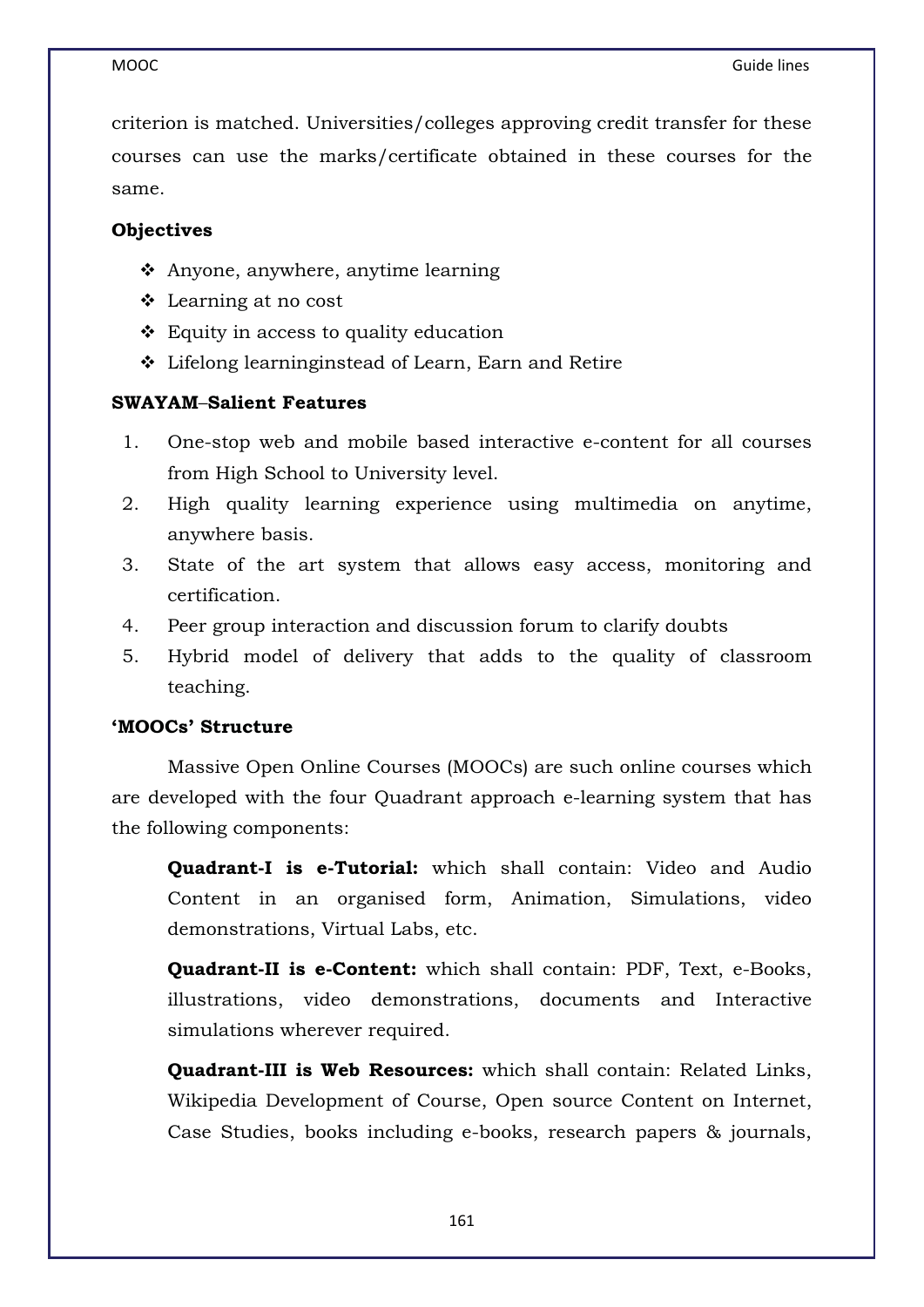criterion is matched. Universities/colleges approving credit transfer for these courses can use the marks/certificate obtained in these courses for the same.

**Objectives**

- Anyone, anywhere, anytime learning
- Learning at no cost
- Equity in access to quality education
- Lifelong learninginstead of Learn, Earn and Retire

**SWAYAM–Salient Features**

1. One-stop web and mobile based interactive e-content for all courses from High School to University level.
2. High quality learning experience using multimedia on anytime, anywhere basis.
3. State of the art system that allows easy access, monitoring and certification.
4. Peer group interaction and discussion forum to clarify doubts
5. Hybrid model of delivery that adds to the quality of classroom teaching.

**'MOOCs' Structure**

Massive Open Online Courses (MOOCs) are such online courses which are developed with the four Quadrant approach e-learning system that has the following components:

**Quadrant-I is e-Tutorial:** which shall contain: Video and Audio Content in an organised form, Animation, Simulations, video demonstrations, Virtual Labs, etc.

**Quadrant-II is e-Content:** which shall contain: PDF, Text, e-Books, illustrations, video demonstrations, documents and Interactive simulations wherever required.

**Quadrant-III is Web Resources:** which shall contain: Related Links, Wikipedia Development of Course, Open source Content on Internet, Case Studies, books including e-books, research papers & journals,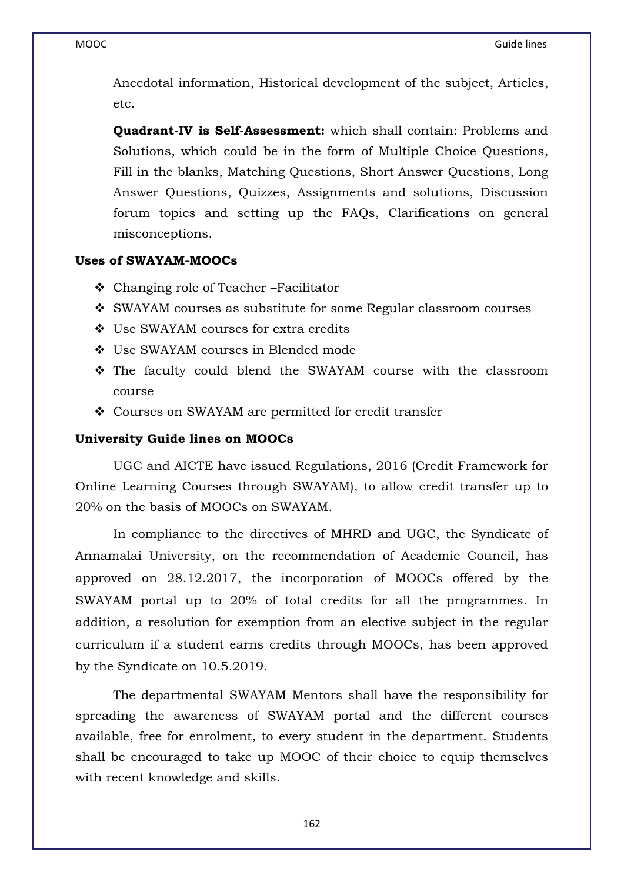Anecdotal information, Historical development of the subject, Articles, etc.

**Quadrant-IV is Self-Assessment:** which shall contain: Problems and Solutions, which could be in the form of Multiple Choice Questions, Fill in the blanks, Matching Questions, Short Answer Questions, Long Answer Questions, Quizzes, Assignments and solutions, Discussion forum topics and setting up the FAQs, Clarifications on general misconceptions.

**Uses of SWAYAM-MOOCs**

- Changing role of Teacher –Facilitator
- SWAYAM courses as substitute for some Regular classroom courses
- Use SWAYAM courses for extra credits
- Use SWAYAM courses in Blended mode
- The faculty could blend the SWAYAM course with the classroom course
- Courses on SWAYAM are permitted for credit transfer

**University Guide lines on MOOCs**

UGC and AICTE have issued Regulations, 2016 (Credit Framework for Online Learning Courses through SWAYAM), to allow credit transfer up to 20% on the basis of MOOCs on SWAYAM.

In compliance to the directives of MHRD and UGC, the Syndicate of Annamalai University, on the recommendation of Academic Council, has approved on 28.12.2017, the incorporation of MOOCs offered by the SWAYAM portal up to 20% of total credits for all the programmes. In addition, a resolution for exemption from an elective subject in the regular curriculum if a student earns credits through MOOCs, has been approved by the Syndicate on 10.5.2019.

The departmental SWAYAM Mentors shall have the responsibility for spreading the awareness of SWAYAM portal and the different courses available, free for enrolment, to every student in the department. Students shall be encouraged to take up MOOC of their choice to equip themselves with recent knowledge and skills.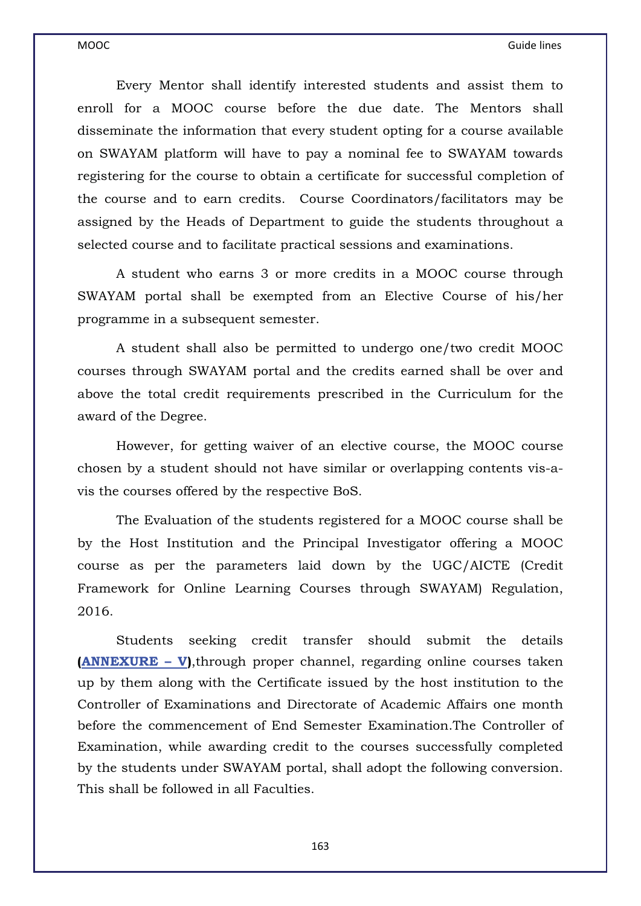Every Mentor shall identify interested students and assist them to enroll for a MOOC course before the due date. The Mentors shall disseminate the information that every student opting for a course available on SWAYAM platform will have to pay a nominal fee to SWAYAM towards registering for the course to obtain a certificate for successful completion of the course and to earn credits. Course Coordinators/facilitators may be assigned by the Heads of Department to guide the students throughout a selected course and to facilitate practical sessions and examinations.

A student who earns 3 or more credits in a MOOC course through SWAYAM portal shall be exempted from an Elective Course of his/her programme in a subsequent semester.

A student shall also be permitted to undergo one/two credit MOOC courses through SWAYAM portal and the credits earned shall be over and above the total credit requirements prescribed in the Curriculum for the award of the Degree.

However, for getting waiver of an elective course, the MOOC course chosen by a student should not have similar or overlapping contents vis-a-vis the courses offered by the respective BoS.

The Evaluation of the students registered for a MOOC course shall be by the Host Institution and the Principal Investigator offering a MOOC course as per the parameters laid down by the UGC/AICTE (Credit Framework for Online Learning Courses through SWAYAM) Regulation, 2016.

Students seeking credit transfer should submit the details **(ANNEXURE – V)**,through proper channel, regarding online courses taken up by them along with the Certificate issued by the host institution to the Controller of Examinations and Directorate of Academic Affairs one month before the commencement of End Semester Examination.The Controller of Examination, while awarding credit to the courses successfully completed by the students under SWAYAM portal, shall adopt the following conversion. This shall be followed in all Faculties.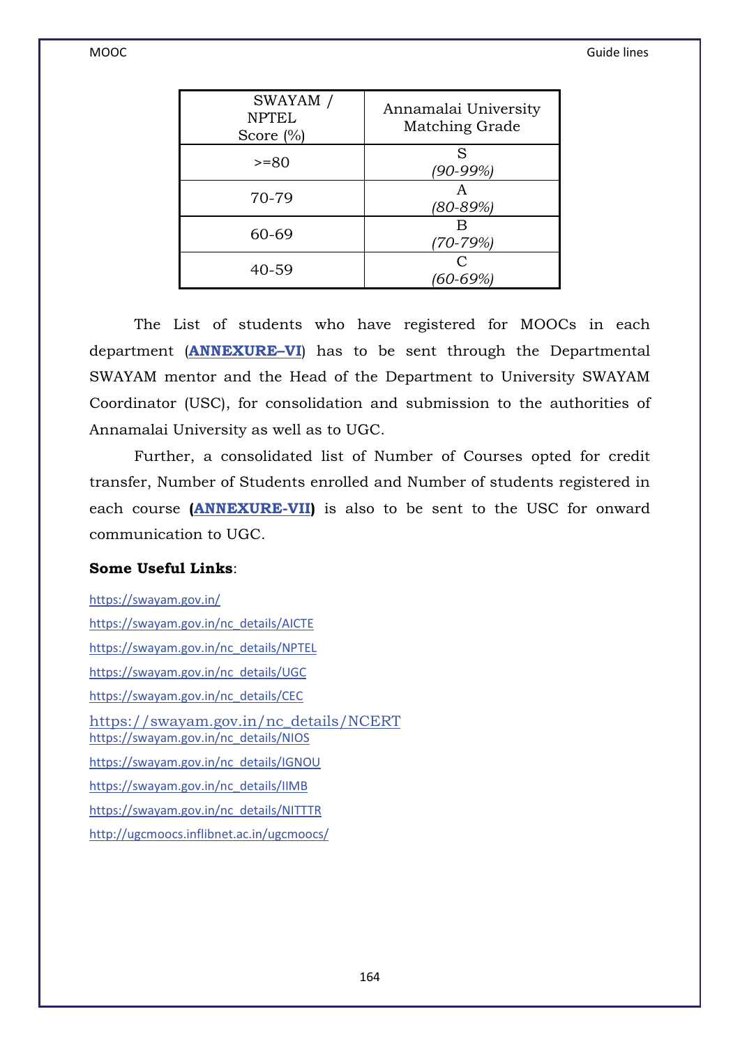| SWAYAM / NPTEL Score (%) | Annamalai University Matching Grade |
|---|---|
| >=80 | S *(90-99%)* |
| 70-79 | A *(80-89%)* |
| 60-69 | B *(70-79%)* |
| 40-59 | C *(60-69%)* |

The List of students who have registered for MOOCs in each department (**ANNEXURE–VI**) has to be sent through the Departmental SWAYAM mentor and the Head of the Department to University SWAYAM Coordinator (USC), for consolidation and submission to the authorities of Annamalai University as well as to UGC.

Further, a consolidated list of Number of Courses opted for credit transfer, Number of Students enrolled and Number of students registered in each course **(ANNEXURE-VII)** is also to be sent to the USC for onward communication to UGC.

**Some Useful Links**:

https://swayam.gov.in/

https://swayam.gov.in/nc_details/AICTE

https://swayam.gov.in/nc_details/NPTEL

https://swayam.gov.in/nc_details/UGC

https://swayam.gov.in/nc_details/CEC

https://swayam.gov.in/nc_details/NCERT

https://swayam.gov.in/nc_details/NIOS

https://swayam.gov.in/nc_details/IGNOU

https://swayam.gov.in/nc_details/IIMB

https://swayam.gov.in/nc_details/NITTTR

http://ugcmoocs.inflibnet.ac.in/ugcmoocs/